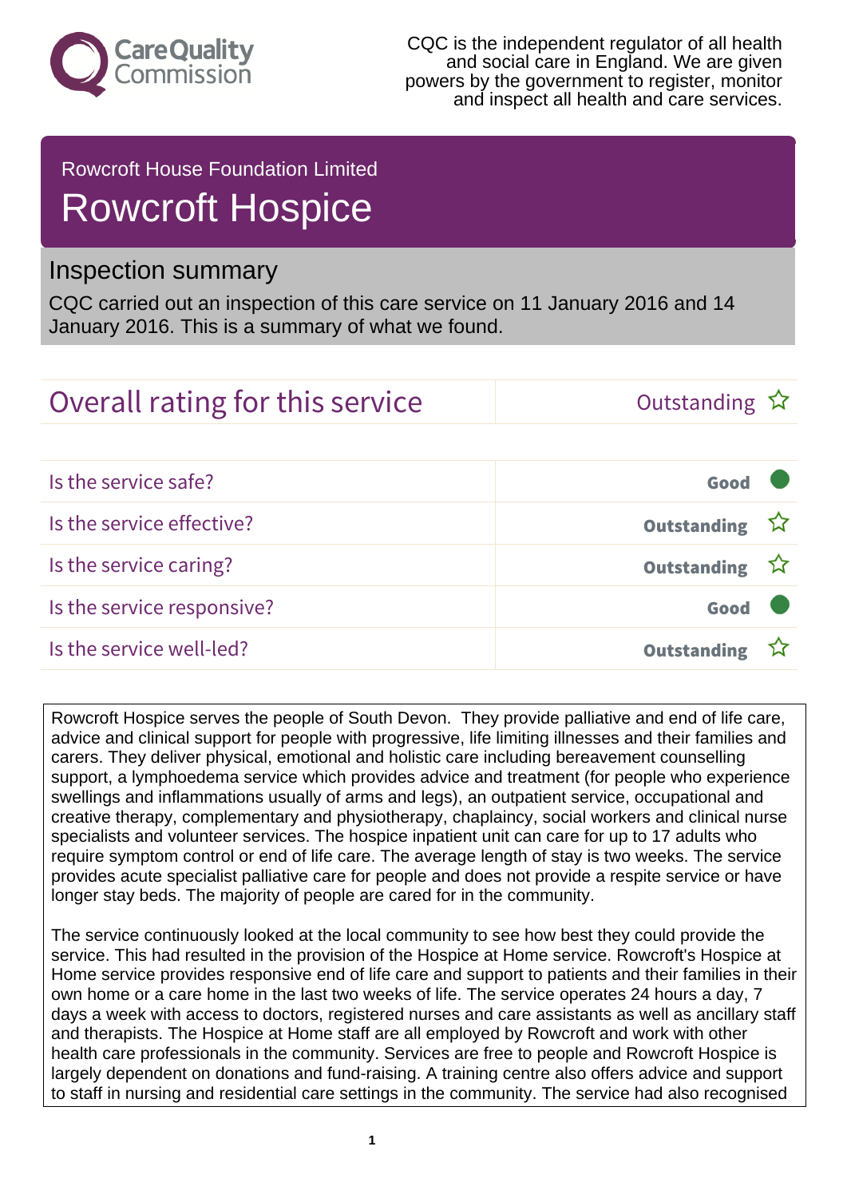CareQuality Commission

CQC is the independent regulator of all health and social care in England. We are given powers by the government to register, monitor and inspect all health and care services.

Rowcroft House Foundation Limited

# Rowcroft Hospice

## Inspection summary

CQC carried out an inspection of this care service on 11 January 2016 and 14 January 2016. This is a summary of what we found.

| Overall rating for this service | Outstanding ☆ |
| --- | --- |

| | |
| --- | --- |
| Is the service safe? | Good ● |
| Is the service effective? | Outstanding ☆ |
| Is the service caring? | Outstanding ☆ |
| Is the service responsive? | Good ● |
| Is the service well-led? | Outstanding ☆ |

Rowcroft Hospice serves the people of South Devon. They provide palliative and end of life care, advice and clinical support for people with progressive, life limiting illnesses and their families and carers. They deliver physical, emotional and holistic care including bereavement counselling support, a lymphoedema service which provides advice and treatment (for people who experience swellings and inflammations usually of arms and legs), an outpatient service, occupational and creative therapy, complementary and physiotherapy, chaplaincy, social workers and clinical nurse specialists and volunteer services. The hospice inpatient unit can care for up to 17 adults who require symptom control or end of life care. The average length of stay is two weeks. The service provides acute specialist palliative care for people and does not provide a respite service or have longer stay beds. The majority of people are cared for in the community.

The service continuously looked at the local community to see how best they could provide the service. This had resulted in the provision of the Hospice at Home service. Rowcroft's Hospice at Home service provides responsive end of life care and support to patients and their families in their own home or a care home in the last two weeks of life. The service operates 24 hours a day, 7 days a week with access to doctors, registered nurses and care assistants as well as ancillary staff and therapists. The Hospice at Home staff are all employed by Rowcroft and work with other health care professionals in the community. Services are free to people and Rowcroft Hospice is largely dependent on donations and fund-raising. A training centre also offers advice and support to staff in nursing and residential care settings in the community. The service had also recognised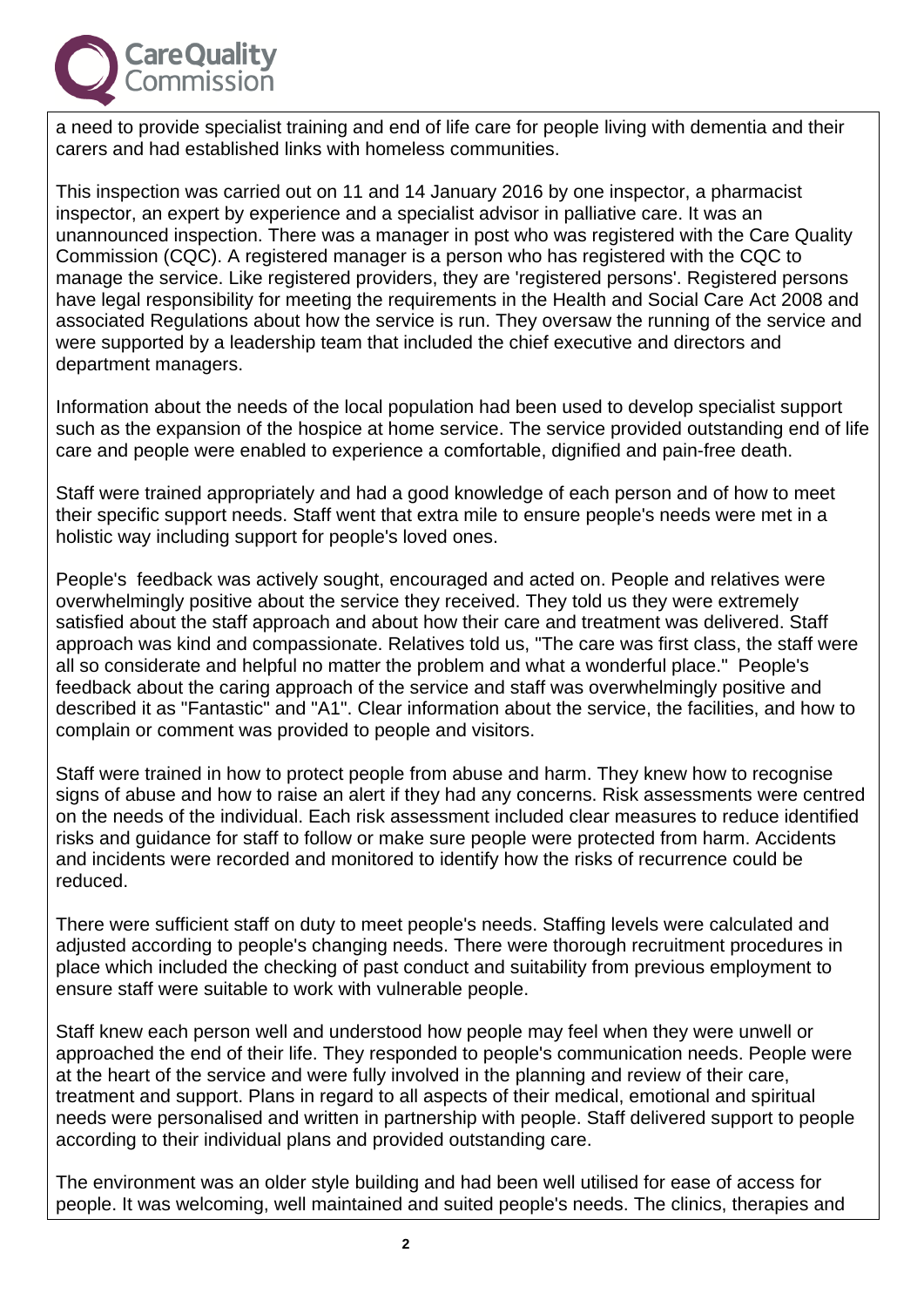a need to provide specialist training and end of life care for people living with dementia and their carers and had established links with homeless communities.

This inspection was carried out on 11 and 14 January 2016 by one inspector, a pharmacist inspector, an expert by experience and a specialist advisor in palliative care. It was an unannounced inspection. There was a manager in post who was registered with the Care Quality Commission (CQC). A registered manager is a person who has registered with the CQC to manage the service. Like registered providers, they are 'registered persons'. Registered persons have legal responsibility for meeting the requirements in the Health and Social Care Act 2008 and associated Regulations about how the service is run. They oversaw the running of the service and were supported by a leadership team that included the chief executive and directors and department managers.

Information about the needs of the local population had been used to develop specialist support such as the expansion of the hospice at home service. The service provided outstanding end of life care and people were enabled to experience a comfortable, dignified and pain-free death.

Staff were trained appropriately and had a good knowledge of each person and of how to meet their specific support needs. Staff went that extra mile to ensure people's needs were met in a holistic way including support for people's loved ones.

People's feedback was actively sought, encouraged and acted on. People and relatives were overwhelmingly positive about the service they received. They told us they were extremely satisfied about the staff approach and about how their care and treatment was delivered. Staff approach was kind and compassionate. Relatives told us, "The care was first class, the staff were all so considerate and helpful no matter the problem and what a wonderful place." People's feedback about the caring approach of the service and staff was overwhelmingly positive and described it as "Fantastic" and "A1". Clear information about the service, the facilities, and how to complain or comment was provided to people and visitors.

Staff were trained in how to protect people from abuse and harm. They knew how to recognise signs of abuse and how to raise an alert if they had any concerns. Risk assessments were centred on the needs of the individual. Each risk assessment included clear measures to reduce identified risks and guidance for staff to follow or make sure people were protected from harm. Accidents and incidents were recorded and monitored to identify how the risks of recurrence could be reduced.

There were sufficient staff on duty to meet people's needs. Staffing levels were calculated and adjusted according to people's changing needs. There were thorough recruitment procedures in place which included the checking of past conduct and suitability from previous employment to ensure staff were suitable to work with vulnerable people.

Staff knew each person well and understood how people may feel when they were unwell or approached the end of their life. They responded to people's communication needs. People were at the heart of the service and were fully involved in the planning and review of their care, treatment and support. Plans in regard to all aspects of their medical, emotional and spiritual needs were personalised and written in partnership with people. Staff delivered support to people according to their individual plans and provided outstanding care.

The environment was an older style building and had been well utilised for ease of access for people. It was welcoming, well maintained and suited people's needs. The clinics, therapies and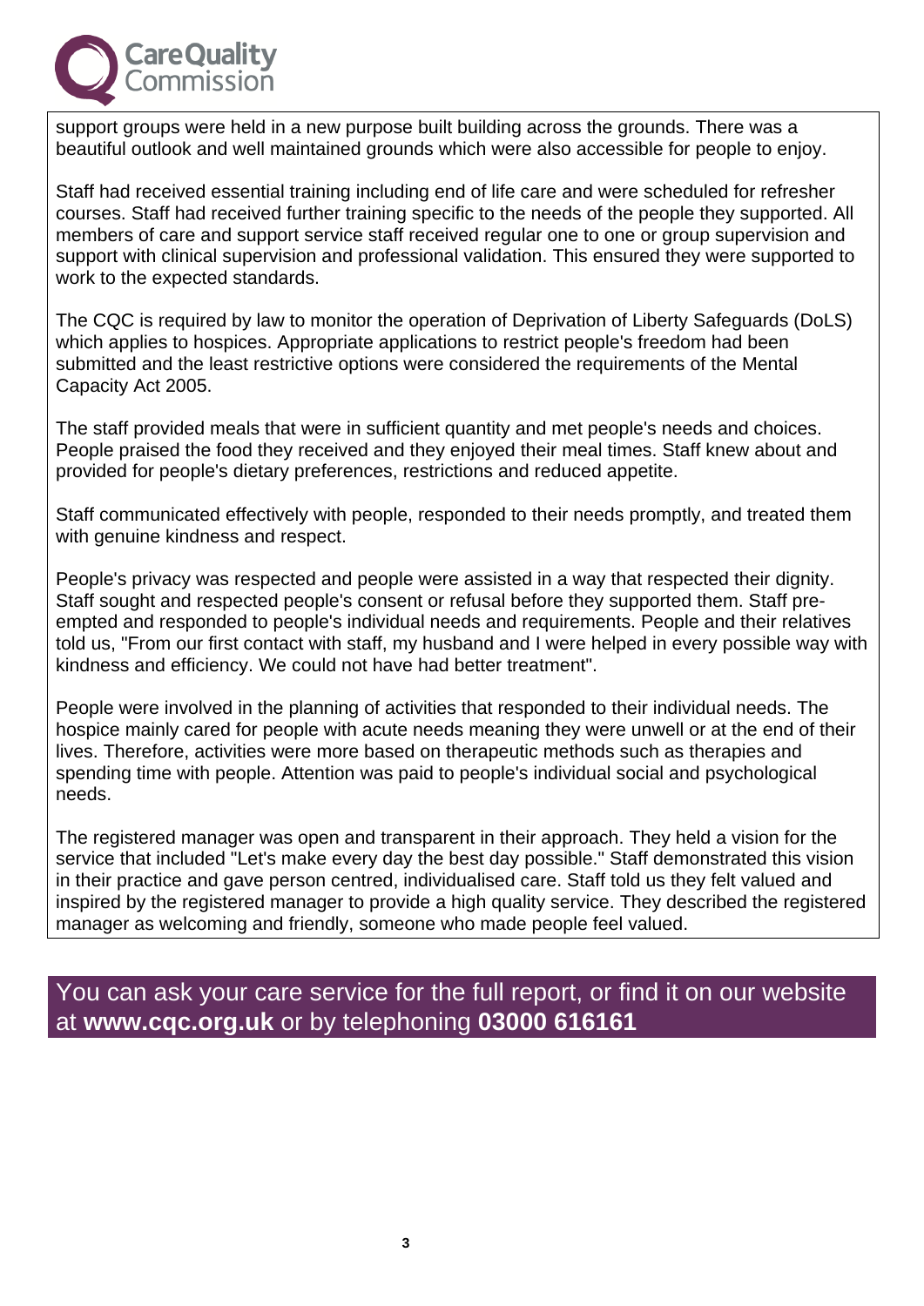support groups were held in a new purpose built building across the grounds. There was a beautiful outlook and well maintained grounds which were also accessible for people to enjoy.

Staff had received essential training including end of life care and were scheduled for refresher courses. Staff had received further training specific to the needs of the people they supported. All members of care and support service staff received regular one to one or group supervision and support with clinical supervision and professional validation. This ensured they were supported to work to the expected standards.

The CQC is required by law to monitor the operation of Deprivation of Liberty Safeguards (DoLS) which applies to hospices. Appropriate applications to restrict people's freedom had been submitted and the least restrictive options were considered the requirements of the Mental Capacity Act 2005.

The staff provided meals that were in sufficient quantity and met people's needs and choices. People praised the food they received and they enjoyed their meal times. Staff knew about and provided for people's dietary preferences, restrictions and reduced appetite.

Staff communicated effectively with people, responded to their needs promptly, and treated them with genuine kindness and respect.

People's privacy was respected and people were assisted in a way that respected their dignity. Staff sought and respected people's consent or refusal before they supported them. Staff pre-empted and responded to people's individual needs and requirements. People and their relatives told us, "From our first contact with staff, my husband and I were helped in every possible way with kindness and efficiency. We could not have had better treatment".

People were involved in the planning of activities that responded to their individual needs. The hospice mainly cared for people with acute needs meaning they were unwell or at the end of their lives. Therefore, activities were more based on therapeutic methods such as therapies and spending time with people. Attention was paid to people's individual social and psychological needs.

The registered manager was open and transparent in their approach. They held a vision for the service that included "Let's make every day the best day possible." Staff demonstrated this vision in their practice and gave person centred, individualised care. Staff told us they felt valued and inspired by the registered manager to provide a high quality service. They described the registered manager as welcoming and friendly, someone who made people feel valued.

You can ask your care service for the full report, or find it on our website at **www.cqc.org.uk** or by telephoning **03000 616161**